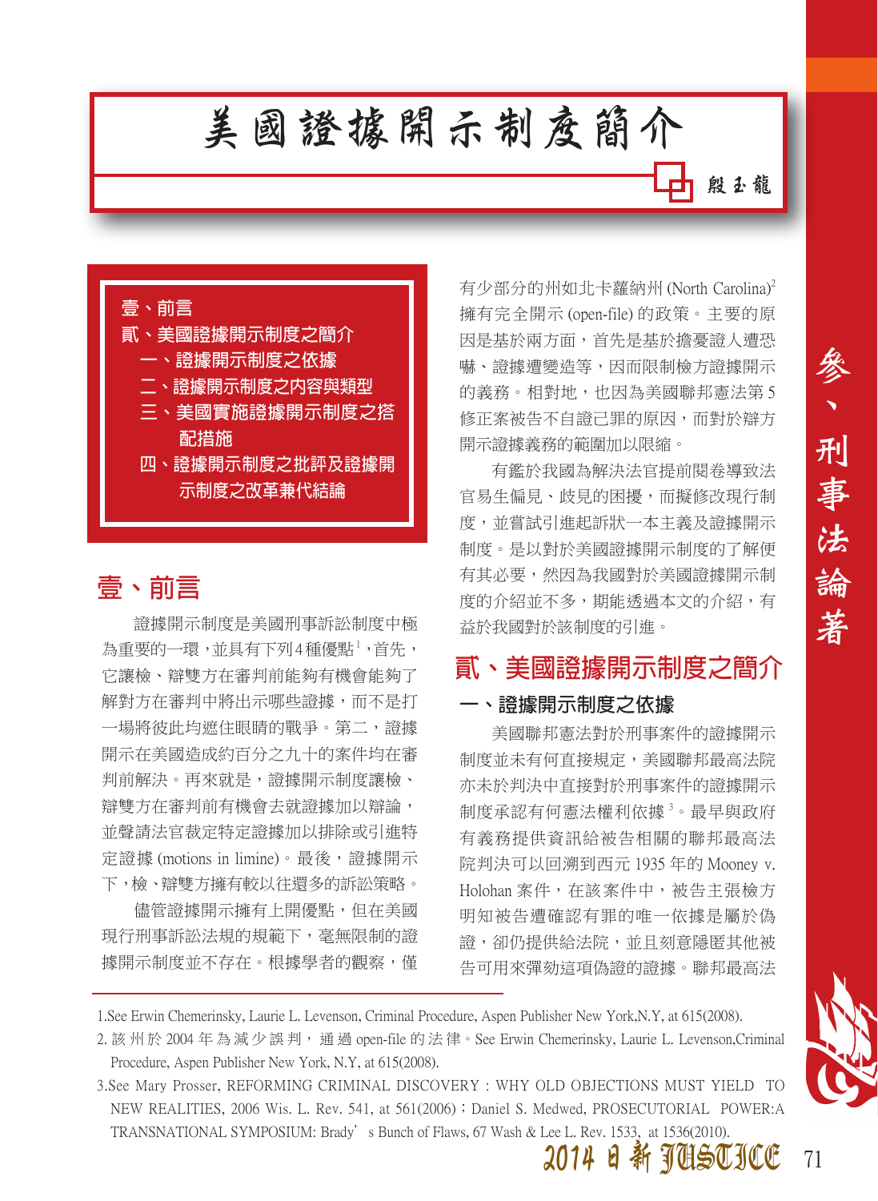# 美國證據開示制度簡介

殷玉龍

壹、前言
貳、美國證據開示制度之簡介
　一、證據開示制度之依據
　二、證據開示制度之內容與類型
　三、美國實施證據開示制度之搭配措施
　四、證據開示制度之批評及證據開示制度之改革兼代結論

## 壹、前言

證據開示制度是美國刑事訴訟制度中極為重要的一環，並具有下列4種優點[1]，首先，它讓檢、辯雙方在審判前能夠有機會能夠了解對方在審判中將出示哪些證據，而不是打一場將彼此均遮住眼睛的戰爭。第二，證據開示在美國造成約百分之九十的案件均在審判前解決。再來就是，證據開示制度讓檢、辯雙方在審判前有機會去就證據加以辯論，並聲請法官裁定特定證據加以排除或引進特定證據 (motions in limine)。最後，證據開示下，檢、辯雙方擁有較以往還多的訴訟策略。

儘管證據開示擁有上開優點，但在美國現行刑事訴訟法規的規範下，毫無限制的證據開示制度並不存在。根據學者的觀察，僅有少部分的州如北卡蘿納州 (North Carolina)[2] 擁有完全開示 (open-file) 的政策。主要的原因是基於兩方面，首先是基於擔憂證人遭恐嚇、證據遭變造等，因而限制檢方證據開示的義務。相對地，也因為美國聯邦憲法第 5 修正案被告不自證己罪的原因，而對於辯方開示證據義務的範圍加以限縮。

有鑑於我國為解決法官提前閱卷導致法官易生偏見、歧見的困擾，而擬修改現行制度，並嘗試引進起訴狀一本主義及證據開示制度。是以對於美國證據開示制度的了解便有其必要，然因為我國對於美國證據開示制度的介紹並不多，期能透過本文的介紹，有益於我國對於該制度的引進。

## 貳、美國證據開示制度之簡介

### 一、證據開示制度之依據

美國聯邦憲法對於刑事案件的證據開示制度並未有何直接規定，美國聯邦最高法院亦未於判決中直接對於刑事案件的證據開示制度承認有何憲法權利依據[3]。最早與政府有義務提供資訊給被告相關的聯邦最高法院判決可以回溯到西元 1935 年的 Mooney v. Holohan 案件，在該案件中，被告主張檢方明知被告遭確認有罪的唯一依據是屬於偽證，卻仍提供給法院，並且刻意隱匿其他被告可用來彈劾這項偽證的證據。聯邦最高法

---

1.See Erwin Chemerinsky, Laurie L. Levenson, Criminal Procedure, Aspen Publisher New York,N.Y, at 615(2008).

2. 該州於 2004 年為減少誤判，通過 open-file 的法律。See Erwin Chemerinsky, Laurie L. Levenson,Criminal Procedure, Aspen Publisher New York, N.Y, at 615(2008).

3.See Mary Prosser, REFORMING CRIMINAL DISCOVERY : WHY OLD OBJECTIONS MUST YIELD TO NEW REALITIES, 2006 Wis. L. Rev. 541, at 561(2006)；Daniel S. Medwed, PROSECUTORIAL POWER:A TRANSNATIONAL SYMPOSIUM: Brady’s Bunch of Flaws, 67 Wash & Lee L. Rev. 1533, at 1536(2010).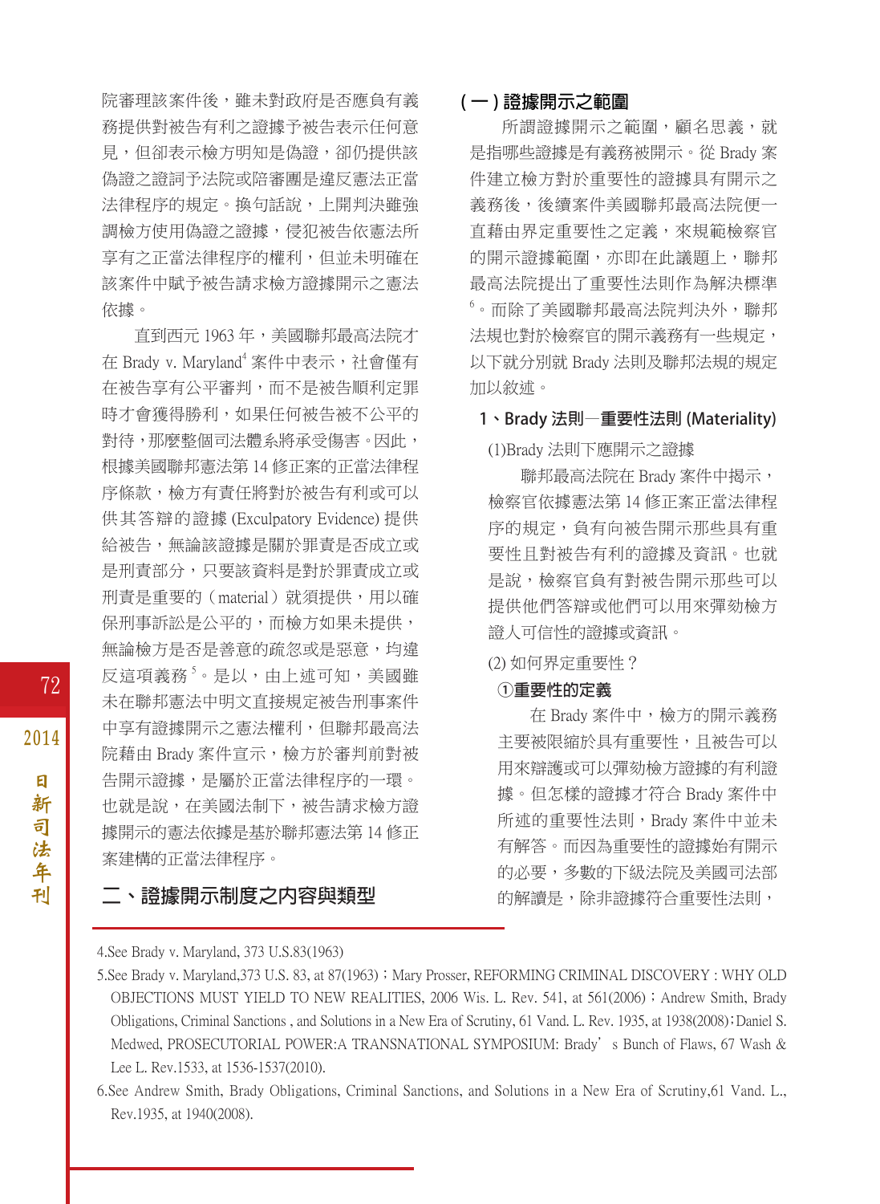院審理該案件後，雖未對政府是否應負有義務提供對被告有利之證據予被告表示任何意見，但卻表示檢方明知是偽證，卻仍提供該偽證之證詞予法院或陪審團是違反憲法正當法律程序的規定。換句話說，上開判決雖強調檢方使用偽證之證據，侵犯被告依憲法所享有之正當法律程序的權利，但並未明確在該案件中賦予被告請求檢方證據開示之憲法依據。

直到西元 1963 年，美國聯邦最高法院才在 Brady v. Maryland[4] 案件中表示，社會僅有在被告享有公平審判，而不是被告順利定罪時才會獲得勝利，如果任何被告被不公平的對待，那麼整個司法體系將承受傷害。因此，根據美國聯邦憲法第 14 修正案的正當法律程序條款，檢方有責任將對於被告有利或可以供其答辯的證據 (Exculpatory Evidence) 提供給被告，無論該證據是關於罪責是否成立或是刑責部分，只要該資料是對於罪責成立或刑責是重要的（material）就須提供，用以確保刑事訴訟是公平的，而檢方如果未提供，無論檢方是否是善意的疏忽或是惡意，均違反這項義務[5]。是以，由上述可知，美國雖未在聯邦憲法中明文直接規定被告刑事案件中享有證據開示之憲法權利，但聯邦最高法院藉由 Brady 案件宣示，檢方於審判前對被告開示證據，是屬於正當法律程序的一環。也就是說，在美國法制下，被告請求檢方證據開示的憲法依據是基於聯邦憲法第 14 修正案建構的正當法律程序。

## 二、證據開示制度之內容與類型

### (一) 證據開示之範圍

所謂證據開示之範圍，顧名思義，就是指哪些證據是有義務被開示。從 Brady 案件建立檢方對於重要性的證據具有開示之義務後，後續案件美國聯邦最高法院便一直藉由界定重要性之定義，來規範檢察官的開示證據範圍，亦即在此議題上，聯邦最高法院提出了重要性法則作為解決標準[6]。而除了美國聯邦最高法院判決外，聯邦法規也對於檢察官的開示義務有一些規定，以下就分別就 Brady 法則及聯邦法規的規定加以敘述。

#### 1、Brady 法則—重要性法則 (Materiality)

(1)Brady 法則下應開示之證據

聯邦最高法院在 Brady 案件中揭示，檢察官依據憲法第 14 修正案正當法律程序的規定，負有向被告開示那些具有重要性且對被告有利的證據及資訊。也就是說，檢察官負有對被告開示那些可以提供他們答辯或他們可以用來彈劾檢方證人可信性的證據或資訊。

(2) 如何界定重要性？

**①重要性的定義**

在 Brady 案件中，檢方的開示義務主要被限縮於具有重要性，且被告可以用來辯護或可以彈劾檢方證據的有利證據。但怎樣的證據才符合 Brady 案件中所述的重要性法則，Brady 案件中並未有解答。而因為重要性的證據始有開示的必要，多數的下級法院及美國司法部的解讀是，除非證據符合重要性法則，

---

4.See Brady v. Maryland, 373 U.S.83(1963)

5.See Brady v. Maryland,373 U.S. 83, at 87(1963)；Mary Prosser, REFORMING CRIMINAL DISCOVERY : WHY OLD OBJECTIONS MUST YIELD TO NEW REALITIES, 2006 Wis. L. Rev. 541, at 561(2006)；Andrew Smith, Brady Obligations, Criminal Sanctions , and Solutions in a New Era of Scrutiny, 61 Vand. L. Rev. 1935, at 1938(2008)；Daniel S. Medwed, PROSECUTORIAL POWER:A TRANSNATIONAL SYMPOSIUM: Brady’s Bunch of Flaws, 67 Wash & Lee L. Rev.1533, at 1536-1537(2010).

6.See Andrew Smith, Brady Obligations, Criminal Sanctions, and Solutions in a New Era of Scrutiny,61 Vand. L., Rev.1935, at 1940(2008).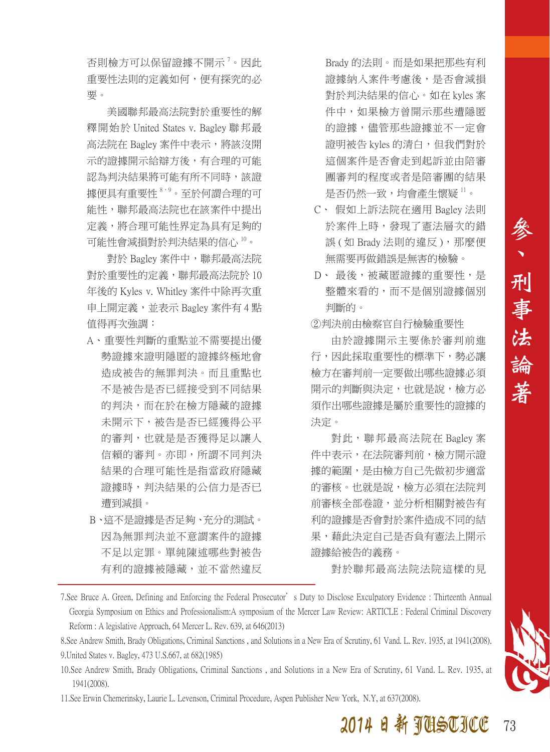否則檢方可以保留證據不開示[7]。因此重要性法則的定義如何，便有探究的必要。

美國聯邦最高法院對於重要性的解釋開始於 United States v. Bagley 聯邦最高法院在 Bagley 案件中表示，將該沒開示的證據開示給辯方後，有合理的可能認為判決結果將可能有所不同時，該證據便具有重要性[8、9]。至於何謂合理的可能性，聯邦最高法院也在該案件中提出定義，將合理可能性界定為具有足夠的可能性會減損對於判決結果的信心[10]。

對於 Bagley 案件中，聯邦最高法院對於重要性的定義，聯邦最高法院於 10 年後的 Kyles v. Whitley 案件中除再次重申上開定義，並表示 Bagley 案件有 4 點值得再次強調：

A、重要性判斷的重點並不需要提出優勢證據來證明隱匿的證據終極地會造成被告的無罪判決。而且重點也不是被告是否已經接受到不同結果的判決，而在於在檢方隱藏的證據未開示下，被告是否已經獲得公平的審判，也就是是否獲得足以讓人信賴的審判。亦即，所謂不同判決結果的合理可能性是指當政府隱藏證據時，判決結果的公信力是否已遭到減損。

B、這不是證據是否足夠、充分的測試。因為無罪判決並不意謂案件的證據不足以定罪。單純陳述哪些對被告有利的證據被隱藏，並不當然違反 Brady 的法則。而是如果把那些有利證據納入案件考慮後，是否會減損對於判決結果的信心。如在 kyles 案件中，如果檢方曾開示那些遭隱匿的證據，儘管那些證據並不一定會證明被告 kyles 的清白，但我們對於這個案件是否會走到起訴並由陪審團審判的程度或者是陪審團的結果是否仍然一致，均會產生懷疑[11]。

C、假如上訴法院在適用 Bagley 法則於案件上時，發現了憲法層次的錯誤 ( 如 Brady 法則的違反 )，那麼便無需要再做錯誤是無害的檢驗。

D、最後，被藏匿證據的重要性，是整體來看的，而不是個別證據個別判斷的。

②判決前由檢察官自行檢驗重要性

由於證據開示主要係於審判前進行，因此採取重要性的標準下，勢必讓檢方在審判前一定要做出哪些證據必須開示的判斷與決定，也就是說，檢方必須作出哪些證據是屬於重要性的證據的決定。

對此，聯邦最高法院在 Bagley 案件中表示，在法院審判前，檢方開示證據的範圍，是由檢方自己先做初步適當的審核。也就是說，檢方必須在法院判前審核全部卷證，並分析相關對被告有利的證據是否會對於案件造成不同的結果，藉此決定自己是否負有憲法上開示證據給被告的義務。

對於聯邦最高法院法院這樣的見

---

7.See Bruce A. Green, Defining and Enforcing the Federal Prosecutor's Duty to Disclose Exculpatory Evidence : Thirteenth Annual Georgia Symposium on Ethics and Professionalism:A symposium of the Mercer Law Review: ARTICLE : Federal Criminal Discovery Reform : A legislative Approach, 64 Mercer L. Rev. 639, at 646(2013)

8.See Andrew Smith, Brady Obligations, Criminal Sanctions , and Solutions in a New Era of Scrutiny, 61 Vand. L. Rev. 1935, at 1941(2008).

9.United States v. Bagley, 473 U.S.667, at 682(1985)

10.See Andrew Smith, Brady Obligations, Criminal Sanctions , and Solutions in a New Era of Scrutiny, 61 Vand. L. Rev. 1935, at 1941(2008).

11.See Erwin Chemerinsky, Laurie L. Levenson, Criminal Procedure, Aspen Publisher New York, N.Y, at 637(2008).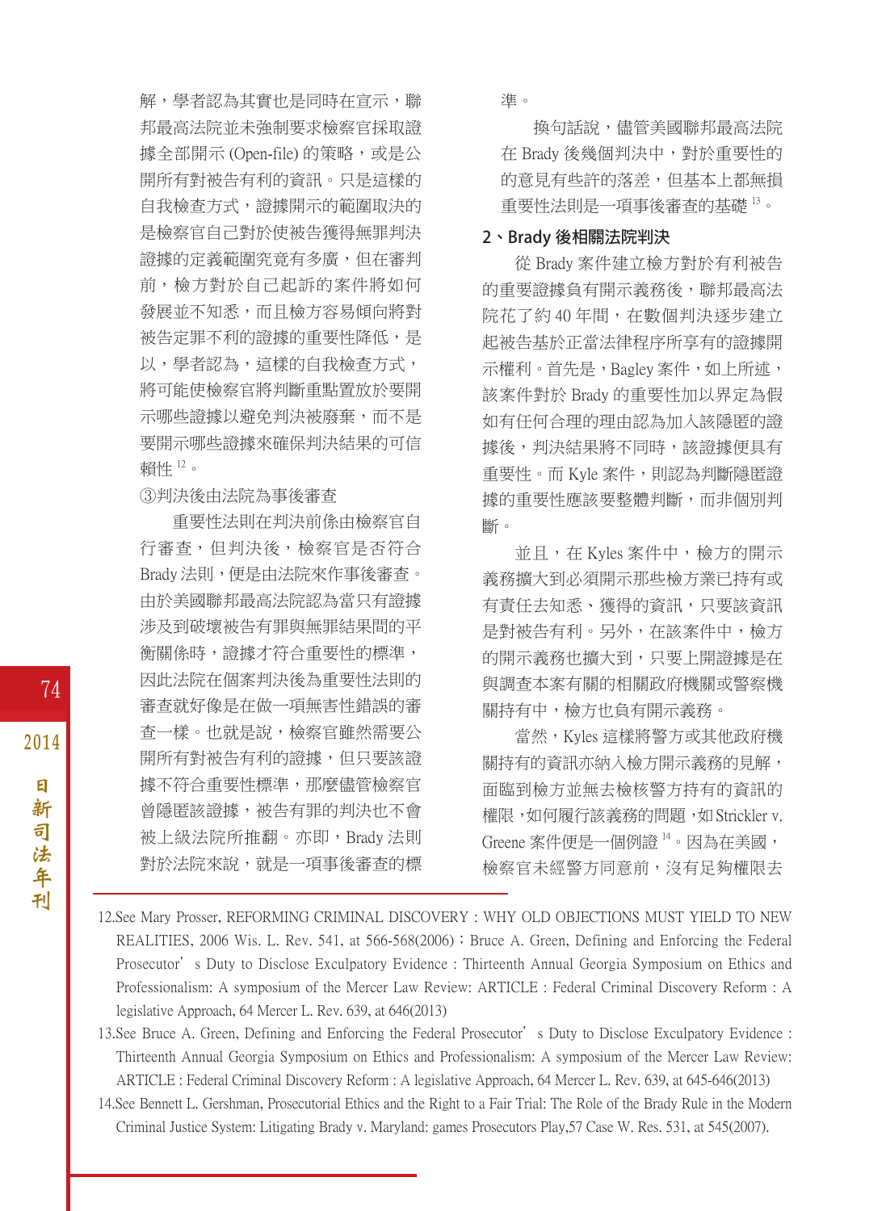解，學者認為其實也是同時在宣示，聯邦最高法院並未強制要求檢察官採取證據全部開示 (Open-file) 的策略，或是公開所有對被告有利的資訊。只是這樣的自我檢查方式，證據開示的範圍取決的是檢察官自己對於使被告獲得無罪判決證據的定義範圍究竟有多廣，但在審判前，檢方對於自己起訴的案件將如何發展並不知悉，而且檢方容易傾向將對被告定罪不利的證據的重要性降低，是以，學者認為，這樣的自我檢查方式，將可能使檢察官將判斷重點置放於要開示哪些證據以避免判決被廢棄，而不是要開示哪些證據來確保判決結果的可信賴性[12]。

③判決後由法院為事後審查

重要性法則在判決前係由檢察官自行審查，但判決後，檢察官是否符合 Brady 法則，便是由法院來作事後審查。由於美國聯邦最高法院認為當只有證據涉及到破壞被告有罪與無罪結果間的平衡關係時，證據才符合重要性的標準，因此法院在個案判決後為重要性法則的審查就好像是在做一項無害性錯誤的審查一樣。也就是說，檢察官雖然需要公開所有對被告有利的證據，但只要該證據不符合重要性標準，那麼儘管檢察官曾隱匿該證據，被告有罪的判決也不會被上級法院所推翻。亦即，Brady 法則對於法院來說，就是一項事後審查的標準。

換句話說，儘管美國聯邦最高法院在 Brady 後幾個判決中，對於重要性的的意見有些許的落差，但基本上都無損重要性法則是一項事後審查的基礎[13]。

**2、Brady 後相關法院判決**

從 Brady 案件建立檢方對於有利被告的重要證據負有開示義務後，聯邦最高法院花了約 40 年間，在數個判決逐步建立起被告基於正當法律程序所享有的證據開示權利。首先是，Bagley 案件，如上所述，該案件對於 Brady 的重要性加以界定為假如有任何合理的理由認為加入該隱匿的證據後，判決結果將不同時，該證據便具有重要性。而 Kyle 案件，則認為判斷隱匿證據的重要性應該要整體判斷，而非個別判斷。

並且，在 Kyles 案件中，檢方的開示義務擴大到必須開示那些檢方業已持有或有責任去知悉、獲得的資訊，只要該資訊是對被告有利。另外，在該案件中，檢方的開示義務也擴大到，只要上開證據是在與調查本案有關的相關政府機關或警察機關持有中，檢方也負有開示義務。

當然，Kyles 這樣將警方或其他政府機關持有的資訊亦納入檢方開示義務的見解，面臨到檢方並無去檢核警方持有的資訊的權限，如何履行該義務的問題，如 Strickler v. Greene 案件便是一個例證[14]。因為在美國，檢察官未經警方同意前，沒有足夠權限去

---

12.See Mary Prosser, REFORMING CRIMINAL DISCOVERY : WHY OLD OBJECTIONS MUST YIELD TO NEW REALITIES, 2006 Wis. L. Rev. 541, at 566-568(2006)；Bruce A. Green, Defining and Enforcing the Federal Prosecutor's Duty to Disclose Exculpatory Evidence : Thirteenth Annual Georgia Symposium on Ethics and Professionalism: A symposium of the Mercer Law Review: ARTICLE : Federal Criminal Discovery Reform : A legislative Approach, 64 Mercer L. Rev. 639, at 646(2013)

13.See Bruce A. Green, Defining and Enforcing the Federal Prosecutor's Duty to Disclose Exculpatory Evidence : Thirteenth Annual Georgia Symposium on Ethics and Professionalism: A symposium of the Mercer Law Review: ARTICLE : Federal Criminal Discovery Reform : A legislative Approach, 64 Mercer L. Rev. 639, at 645-646(2013)

14.See Bennett L. Gershman, Prosecutorial Ethics and the Right to a Fair Trial: The Role of the Brady Rule in the Modern Criminal Justice System: Litigating Brady v. Maryland: games Prosecutors Play,57 Case W. Res. 531, at 545(2007).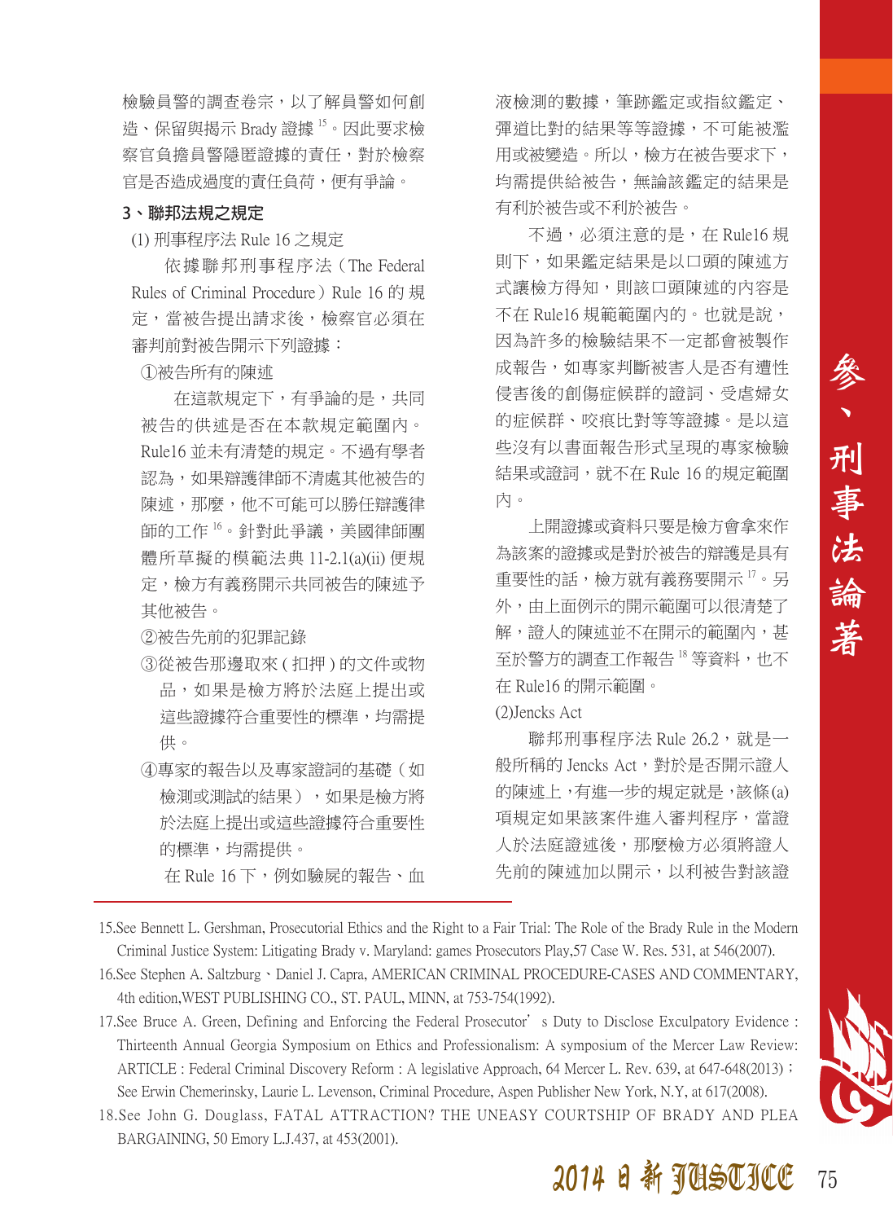檢驗員警的調查卷宗，以了解員警如何創造、保留與揭示 Brady 證據[15]。因此要求檢察官負擔員警隱匿證據的責任，對於檢察官是否造成過度的責任負荷，便有爭論。

**3、聯邦法規之規定**

(1) 刑事程序法 Rule 16 之規定

依據聯邦刑事程序法（The Federal Rules of Criminal Procedure）Rule 16 的規定，當被告提出請求後，檢察官必須在審判前對被告開示下列證據：

①被告所有的陳述

在這款規定下，有爭論的是，共同被告的供述是否在本款規定範圍內。Rule16 並未有清楚的規定。不過有學者認為，如果辯護律師不清處其他被告的陳述，那麼，他不可能可以勝任辯護律師的工作[16]。針對此爭議，美國律師團體所草擬的模範法典 11-2.1(a)(ii) 便規定，檢方有義務開示共同被告的陳述予其他被告。

②被告先前的犯罪記錄

③從被告那邊取來 ( 扣押 ) 的文件或物品，如果是檢方將於法庭上提出或這些證據符合重要性的標準，均需提供。

④專家的報告以及專家證詞的基礎（如檢測或測試的結果），如果是檢方將於法庭上提出或這些證據符合重要性的標準，均需提供。

在 Rule 16 下，例如驗屍的報告、血液檢測的數據，筆跡鑑定或指紋鑑定、彈道比對的結果等等證據，不可能被濫用或被變造。所以，檢方在被告要求下，均需提供給被告，無論該鑑定的結果是有利於被告或不利於被告。

不過，必須注意的是，在 Rule16 規則下，如果鑑定結果是以口頭的陳述方式讓檢方得知，則該口頭陳述的內容是不在 Rule16 規範範圍內的。也就是說，因為許多的檢驗結果不一定都會被製作成報告，如專家判斷被害人是否有遭性侵害後的創傷症候群的證詞、受虐婦女的症候群、咬痕比對等等證據。是以這些沒有以書面報告形式呈現的專家檢驗結果或證詞，就不在 Rule 16 的規定範圍內。

上開證據或資料只要是檢方會拿來作為該案的證據或是對於被告的辯護是具有重要性的話，檢方就有義務要開示[17]。另外，由上面例示的開示範圍可以很清楚了解，證人的陳述並不在開示的範圍內，甚至於警方的調查工作報告[18]等資料，也不在 Rule16 的開示範圍。

(2)Jencks Act

聯邦刑事程序法 Rule 26.2，就是一般所稱的 Jencks Act，對於是否開示證人的陳述上，有進一步的規定就是，該條(a)項規定如果該案件進入審判程序，當證人於法庭證述後，那麼檢方必須將證人先前的陳述加以開示，以利被告對該證

---

15.See Bennett L. Gershman, Prosecutorial Ethics and the Right to a Fair Trial: The Role of the Brady Rule in the Modern Criminal Justice System: Litigating Brady v. Maryland: games Prosecutors Play,57 Case W. Res. 531, at 546(2007).

16.See Stephen A. Saltzburg、Daniel J. Capra, AMERICAN CRIMINAL PROCEDURE-CASES AND COMMENTARY, 4th edition,WEST PUBLISHING CO., ST. PAUL, MINN, at 753-754(1992).

17.See Bruce A. Green, Defining and Enforcing the Federal Prosecutor's Duty to Disclose Exculpatory Evidence : Thirteenth Annual Georgia Symposium on Ethics and Professionalism: A symposium of the Mercer Law Review: ARTICLE : Federal Criminal Discovery Reform : A legislative Approach, 64 Mercer L. Rev. 639, at 647-648(2013)；See Erwin Chemerinsky, Laurie L. Levenson, Criminal Procedure, Aspen Publisher New York, N.Y, at 617(2008).

18.See John G. Douglass, FATAL ATTRACTION? THE UNEASY COURTSHIP OF BRADY AND PLEA BARGAINING, 50 Emory L.J.437, at 453(2001).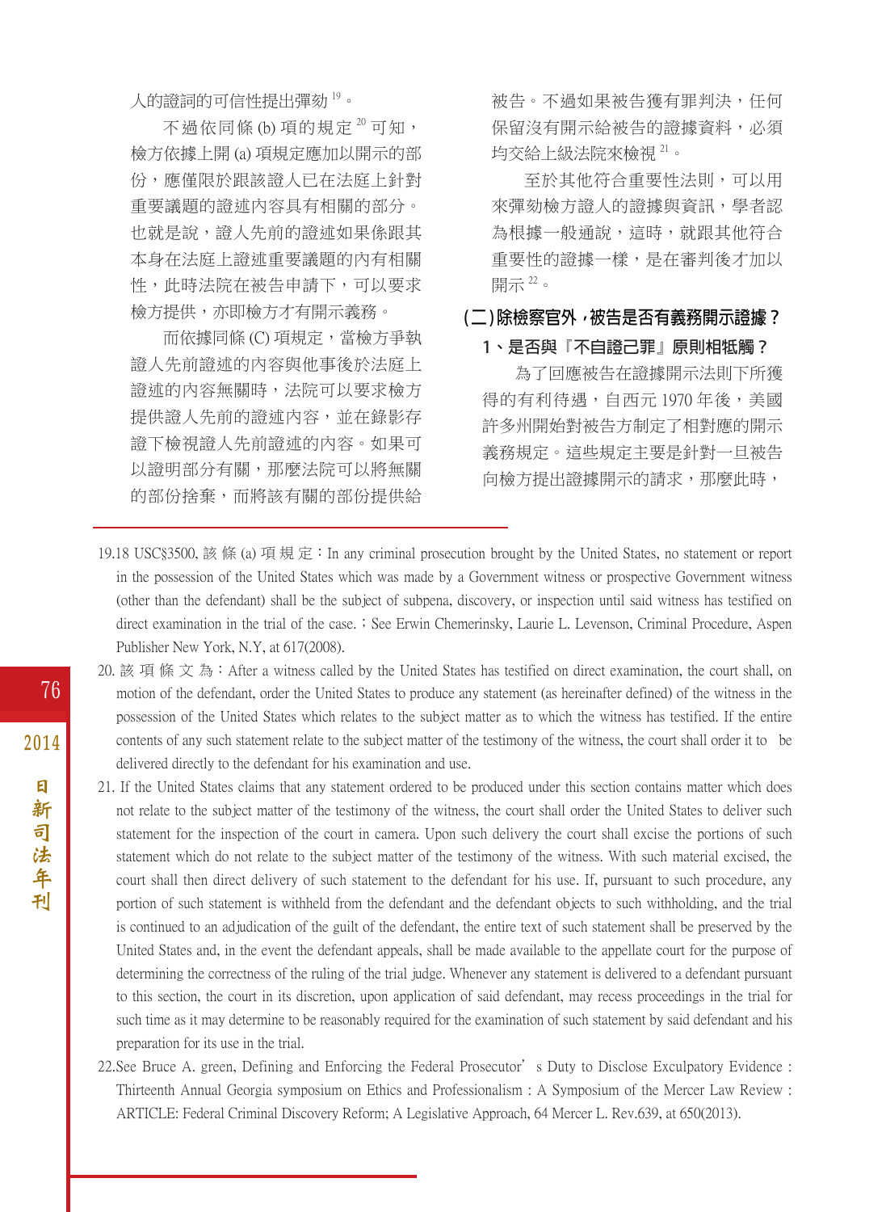人的證詞的可信性提出彈劾[19]。

不過依同條 (b) 項的規定[20]可知，檢方依據上開 (a) 項規定應加以開示的部份，應僅限於跟該證人已在法庭上針對重要議題的證述內容具有相關的部分。也就是說，證人先前的證述如果係跟其本身在法庭上證述重要議題的內有相關性，此時法院在被告申請下，可以要求檢方提供，亦即檢方才有開示義務。

而依據同條 (C) 項規定，當檢方爭執證人先前證述的內容與他事後於法庭上證述的內容無關時，法院可以要求檢方提供證人先前的證述內容，並在錄影存證下檢視證人先前證述的內容。如果可以證明部分有關，那麼法院可以將無關的部份捨棄，而將該有關的部份提供給被告。不過如果被告獲有罪判決，任何保留沒有開示給被告的證據資料，必須均交給上級法院來檢視[21]。

至於其他符合重要性法則，可以用來彈劾檢方證人的證據與資訊，學者認為根據一般通說，這時，就跟其他符合重要性的證據一樣，是在審判後才加以開示[22]。

## (二)除檢察官外，被告是否有義務開示證據？

### 1、是否與『不自證己罪』原則相牴觸？

為了回應被告在證據開示法則下所獲得的有利待遇，自西元 1970 年後，美國許多州開始對被告方制定了相對應的開示義務規定。這些規定主要是針對一旦被告向檢方提出證據開示的請求，那麼此時，

---

19.18 USC§3500, 該條 (a) 項規定：In any criminal prosecution brought by the United States, no statement or report in the possession of the United States which was made by a Government witness or prospective Government witness (other than the defendant) shall be the subject of subpena, discovery, or inspection until said witness has testified on direct examination in the trial of the case.；See Erwin Chemerinsky, Laurie L. Levenson, Criminal Procedure, Aspen Publisher New York, N.Y, at 617(2008).

20. 該項條文為：After a witness called by the United States has testified on direct examination, the court shall, on motion of the defendant, order the United States to produce any statement (as hereinafter defined) of the witness in the possession of the United States which relates to the subject matter as to which the witness has testified. If the entire contents of any such statement relate to the subject matter of the testimony of the witness, the court shall order it to be delivered directly to the defendant for his examination and use.

21. If the United States claims that any statement ordered to be produced under this section contains matter which does not relate to the subject matter of the testimony of the witness, the court shall order the United States to deliver such statement for the inspection of the court in camera. Upon such delivery the court shall excise the portions of such statement which do not relate to the subject matter of the testimony of the witness. With such material excised, the court shall then direct delivery of such statement to the defendant for his use. If, pursuant to such procedure, any portion of such statement is withheld from the defendant and the defendant objects to such withholding, and the trial is continued to an adjudication of the guilt of the defendant, the entire text of such statement shall be preserved by the United States and, in the event the defendant appeals, shall be made available to the appellate court for the purpose of determining the correctness of the ruling of the trial judge. Whenever any statement is delivered to a defendant pursuant to this section, the court in its discretion, upon application of said defendant, may recess proceedings in the trial for such time as it may determine to be reasonably required for the examination of such statement by said defendant and his preparation for its use in the trial.

22.See Bruce A. green, Defining and Enforcing the Federal Prosecutor's Duty to Disclose Exculpatory Evidence : Thirteenth Annual Georgia symposium on Ethics and Professionalism : A Symposium of the Mercer Law Review : ARTICLE: Federal Criminal Discovery Reform; A Legislative Approach, 64 Mercer L. Rev.639, at 650(2013).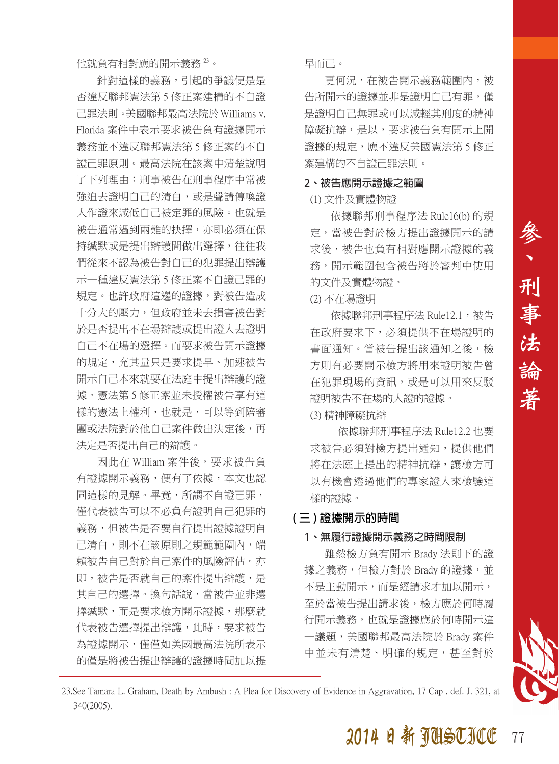他就負有相對應的開示義務[23]。

針對這樣的義務，引起的爭議便是是否違反聯邦憲法第5修正案建構的不自證己罪法則。美國聯邦最高法院於Williams v. Florida案件中表示要求被告負有證據開示義務並不違反聯邦憲法第5修正案的不自證己罪原則。最高法院在該案中清楚說明了下列理由：刑事被告在刑事程序中常被強迫去證明自己的清白，或是聲請傳喚證人作證來減低自己被定罪的風險。也就是被告通常遇到兩難的抉擇，亦即必須在保持緘默或是提出辯護間做出選擇，往往我們從來不認為被告對自己的犯罪提出辯護示一種違反憲法第5修正案不自證己罪的規定。也許政府這邊的證據，對被告造成十分大的壓力，但政府並未去損害被告對於是否提出不在場辯護或提出證人去證明自己不在場的選擇。而要求被告開示證據的規定，充其量只是要求提早、加速被告開示自己本來就要在法庭中提出辯護的證據。憲法第5修正案並未授權被告享有這樣的憲法上權利，也就是，可以等到陪審團或法院對於他自己案件做出決定後，再決定是否提出自己的辯護。

因此在William案件後，要求被告負有證據開示義務，便有了依據，本文也認同這樣的見解。畢竟，所謂不自證己罪，僅代表被告可以不必負有證明自己犯罪的義務，但被告是否要自行提出證據證明自己清白，則不在該原則之規範範圍內，端賴被告自己對於自己案件的風險評估。亦即，被告是否就自己的案件提出辯護，是其自己的選擇。換句話說，當被告並非選擇緘默，而是要求檢方開示證據，那麼就代表被告選擇提出辯護，此時，要求被告為證據開示，僅僅如美國最高法院所表示的僅是將被告提出辯護的證據時間加以提早而已。

更何況，在被告開示義務範圍內，被告所開示的證據並非是證明自己有罪，僅是證明自己無罪或可以減輕其刑度的精神障礙抗辯，是以，要求被告負有開示上開證據的規定，應不違反美國憲法第5修正案建構的不自證己罪法則。

**2、被告應開示證據之範圍**

(1) 文件及實體物證

依據聯邦刑事程序法Rule16(b)的規定，當被告對於檢方提出證據開示的請求後，被告也負有相對應開示證據的義務，開示範圍包含被告將於審判中使用的文件及實體物證。

(2) 不在場證明

依據聯邦刑事程序法Rule12.1，被告在政府要求下，必須提供不在場證明的書面通知。當被告提出該通知之後，檢方則有必要開示檢方將用來證明被告曾在犯罪現場的資訊，或是可以用來反駁證明被告不在場的人證的證據。

(3) 精神障礙抗辯

依據聯邦刑事程序法Rule12.2也要求被告必須對檢方提出通知，提供他們將在法庭上提出的精神抗辯，讓檢方可以有機會透過他們的專家證人來檢驗這樣的證據。

## (三) 證據開示的時間

**1、無履行證據開示義務之時間限制**

雖然檢方負有開示Brady法則下的證據之義務，但檢方對於Brady的證據，並不是主動開示，而是經請求才加以開示，至於當被告提出請求後，檢方應於何時履行開示義務，也就是證據應於何時開示這一議題，美國聯邦最高法院於Brady案件中並未有清楚、明確的規定，甚至對於

---

23.See Tamara L. Graham, Death by Ambush : A Plea for Discovery of Evidence in Aggravation, 17 Cap . def. J. 321, at 340(2005).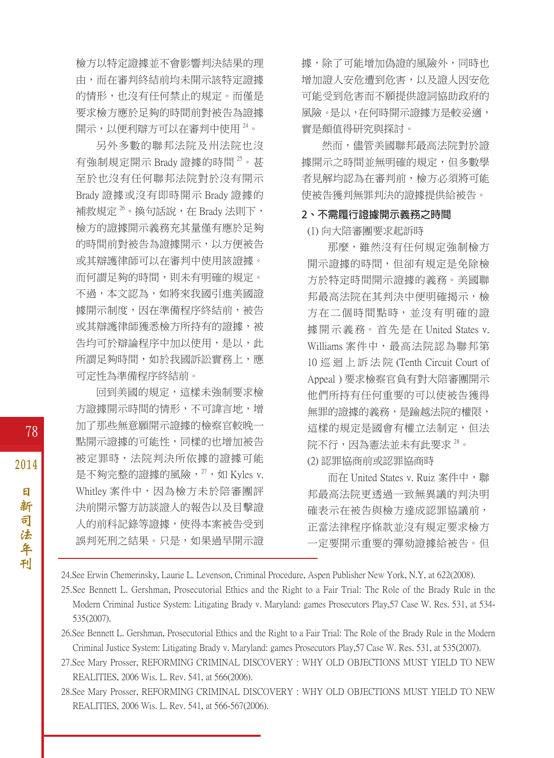檢方以特定證據並不會影響判決結果的理由，而在審判終結前均未開示該特定證據的情形，也沒有任何禁止的規定。而僅是要求檢方應於足夠的時間前對被告為證據開示，以便利辯方可以在審判中使用[24]。

另外多數的聯邦法院及州法院也沒有強制規定開示 Brady 證據的時間[25]。甚至於也沒有任何聯邦法院對於沒有開示 Brady 證據或沒有即時開示 Brady 證據的補救規定[26]。換句話說，在 Brady 法則下，檢方的證據開示義務充其量僅有應於足夠的時間前對被告為證據開示，以方便被告或其辯護律師可以在審判中使用該證據。而何謂足夠的時間，則未有明確的規定。不過，本文認為，如將來我國引進美國證據開示制度，因在準備程序終結前，被告或其辯護律師獲悉檢方所持有的證據，被告均可於辯論程序中加以使用，是以，此所謂足夠時間，如於我國訴訟實務上，應可定性為準備程序終結前。

回到美國的規定，這樣未強制要求檢方證據開示時間的情形，不可諱言地，增加了那些無意願開示證據的檢察官較晚一點開示證據的可能性，同樣的也增加被告被定罪時，法院判決所依據的證據可能是不夠完整的證據的風險，[27]，如 Kyles v. Whitley 案件中，因為檢方未於陪審團評決前開示警方訪談證人的報告以及目擊證人的前科記錄等證據，使得本案被告受到誤判死刑之結果。只是，如果過早開示證據，除了可能增加偽證的風險外，同時也增加證人安危遭到危害，以及證人因安危可能受到危害而不願提供證詞協助政府的風險。是以，在何時開示證據方是較妥適，實是頗值得研究與探討。

然而，儘管美國聯邦最高法院對於證據開示之時間並無明確的規定，但多數學者見解均認為在審判前，檢方必須將可能使被告獲判無罪判決的證據提供給被告。

**2、不需履行證據開示義務之時間**

(1) 向大陪審團要求起訴時

那麼，雖然沒有任何規定強制檢方開示證據的時間，但卻有規定是免除檢方於特定時間開示證據的義務。美國聯邦最高法院在其判決中便明確揭示，檢方在二個時間點時，並沒有明確的證據開示義務。首先是在 United States v. Williams 案件中，最高法院認為聯邦第 10 巡迴上訴法院 (Tenth Circuit Court of Appeal) 要求檢察官負有對大陪審團開示他們所持有任何重要的可以使被告獲得無罪的證據的義務，是踰越法院的權限，這樣的規定是國會有權立法制定，但法院不行，因為憲法並未有此要求[28]。

(2) 認罪協商前或認罪協商時

而在 United States v. Ruiz 案件中，聯邦最高法院更透過一致無異議的判決明確表示在被告與檢方達成認罪協議前，正當法律程序條款並沒有規定要求檢方一定要開示重要的彈劾證據給被告。但

---

24. See Erwin Chemerinsky, Laurie L. Levenson, Criminal Procedure, Aspen Publisher New York, N.Y, at 622(2008).

25. See Bennett L. Gershman, Prosecutorial Ethics and the Right to a Fair Trial: The Role of the Brady Rule in the Modern Criminal Justice System: Litigating Brady v. Maryland: games Prosecutors Play,57 Case W. Res. 531, at 534-535(2007).

26. See Bennett L. Gershman, Prosecutorial Ethics and the Right to a Fair Trial: The Role of the Brady Rule in the Modern Criminal Justice System: Litigating Brady v. Maryland: games Prosecutors Play,57 Case W. Res. 531, at 535(2007).

27. See Mary Prosser, REFORMING CRIMINAL DISCOVERY : WHY OLD OBJECTIONS MUST YIELD TO NEW REALITIES, 2006 Wis. L. Rev. 541, at 566(2006).

28. See Mary Prosser, REFORMING CRIMINAL DISCOVERY : WHY OLD OBJECTIONS MUST YIELD TO NEW REALITIES, 2006 Wis. L. Rev. 541, at 566-567(2006).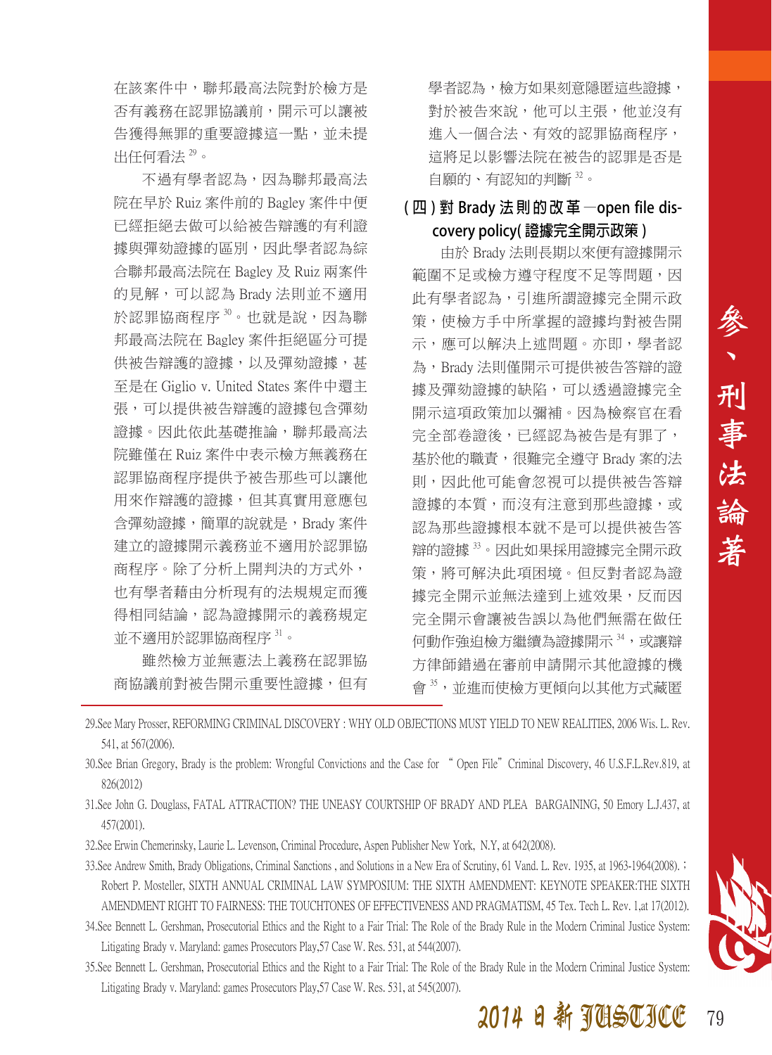在該案件中，聯邦最高法院對於檢方是否有義務在認罪協議前，開示可以讓被告獲得無罪的重要證據這一點，並未提出任何看法[29]。

不過有學者認為，因為聯邦最高法院在早於 Ruiz 案件前的 Bagley 案件中便已經拒絕去做可以給被告辯護的有利證據與彈劾證據的區別，因此學者認為綜合聯邦最高法院在 Bagley 及 Ruiz 兩案件的見解，可以認為 Brady 法則並不適用於認罪協商程序[30]。也就是說，因為聯邦最高法院在 Bagley 案件拒絕區分可提供被告辯護的證據，以及彈劾證據，甚至是在 Giglio v. United States 案件中還主張，可以提供被告辯護的證據包含彈劾證據。因此依此基礎推論，聯邦最高法院雖僅在 Ruiz 案件中表示檢方無義務在認罪協商程序提供予被告那些可以讓他用來作辯護的證據，但其真實用意應包含彈劾證據，簡單的說就是，Brady 案件建立的證據開示義務並不適用於認罪協商程序。除了分析上開判決的方式外，也有學者藉由分析現有的法規規定而獲得相同結論，認為證據開示的義務規定並不適用於認罪協商程序[31]。

雖然檢方並無憲法上義務在認罪協商協議前對被告開示重要性證據，但有學者認為，檢方如果刻意隱匿這些證據，對於被告來說，他可以主張，他並沒有進入一個合法、有效的認罪協商程序，這將足以影響法院在被告的認罪是否是自願的、有認知的判斷[32]。

### （四）對 Brady 法則的改革－open file discovery policy（證據完全開示政策）

由於 Brady 法則長期以來便有證據開示範圍不足或檢方遵守程度不足等問題，因此有學者認為，引進所謂證據完全開示政策，使檢方手中所掌握的證據均對被告開示，應可以解決上述問題。亦即，學者認為，Brady 法則僅開示可提供被告答辯的證據及彈劾證據的缺陷，可以透過證據完全開示這項政策加以彌補。因為檢察官在看完全部卷證後，已經認為被告是有罪了，基於他的職責，很難完全遵守 Brady 案的法則，因此他可能會忽視可以提供被告答辯證據的本質，而沒有注意到那些證據，或認為那些證據根本就不是可以提供被告答辯的證據[33]。因此如果採用證據完全開示政策，將可解決此項困境。但反對者認為證據完全開示並無法達到上述效果，反而因完全開示會讓被告誤以為他們無需在做任何動作強迫檢方繼續為證據開示[34]，或讓辯方律師錯過在審前申請開示其他證據的機會[35]，並進而使檢方更傾向以其他方式藏匿

---

29.See Mary Prosser, REFORMING CRIMINAL DISCOVERY : WHY OLD OBJECTIONS MUST YIELD TO NEW REALITIES, 2006 Wis. L. Rev. 541, at 567(2006).

30.See Brian Gregory, Brady is the problem: Wrongful Convictions and the Case for "Open File" Criminal Discovery, 46 U.S.F.L.Rev.819, at 826(2012)

31.See John G. Douglass, FATAL ATTRACTION? THE UNEASY COURTSHIP OF BRADY AND PLEA BARGAINING, 50 Emory L.J.437, at 457(2001).

32.See Erwin Chemerinsky, Laurie L. Levenson, Criminal Procedure, Aspen Publisher New York, N.Y, at 642(2008).

33.See Andrew Smith, Brady Obligations, Criminal Sanctions , and Solutions in a New Era of Scrutiny, 61 Vand. L. Rev. 1935, at 1963-1964(2008).；Robert P. Mosteller, SIXTH ANNUAL CRIMINAL LAW SYMPOSIUM: THE SIXTH AMENDMENT: KEYNOTE SPEAKER:THE SIXTH AMENDMENT RIGHT TO FAIRNESS: THE TOUCHTONES OF EFFECTIVENESS AND PRAGMATISM, 45 Tex. Tech L. Rev. 1,at 17(2012).

34.See Bennett L. Gershman, Prosecutorial Ethics and the Right to a Fair Trial: The Role of the Brady Rule in the Modern Criminal Justice System: Litigating Brady v. Maryland: games Prosecutors Play,57 Case W. Res. 531, at 544(2007).

35.See Bennett L. Gershman, Prosecutorial Ethics and the Right to a Fair Trial: The Role of the Brady Rule in the Modern Criminal Justice System: Litigating Brady v. Maryland: games Prosecutors Play,57 Case W. Res. 531, at 545(2007).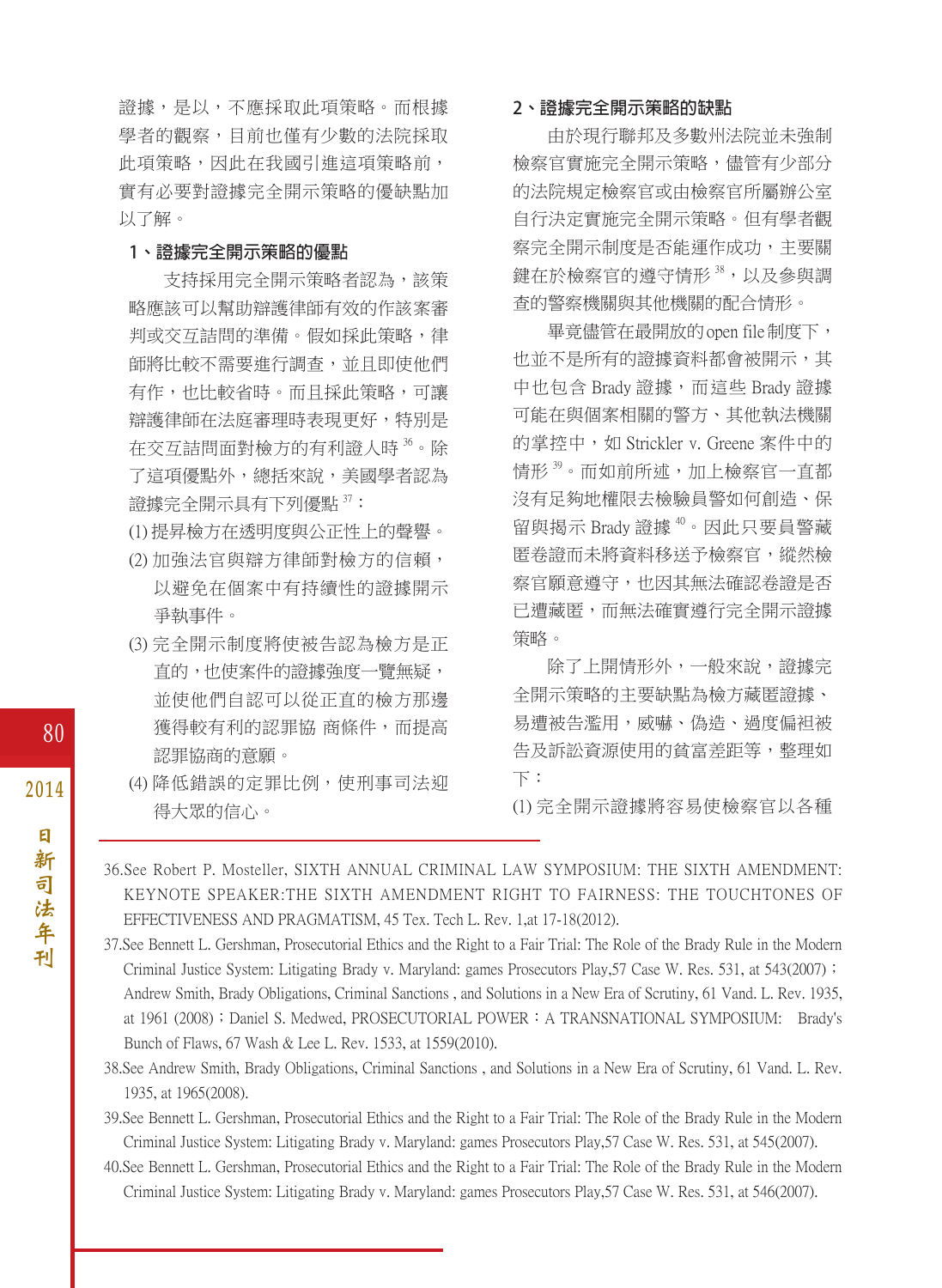證據，是以，不應採取此項策略。而根據學者的觀察，目前也僅有少數的法院採取此項策略，因此在我國引進這項策略前，實有必要對證據完全開示策略的優缺點加以了解。

### 1、證據完全開示策略的優點

支持採用完全開示策略者認為，該策略應該可以幫助辯護律師有效的作該案審判或交互詰問的準備。假如採此策略，律師將比較不需要進行調查，並且即使他們有作，也比較省時。而且採此策略，可讓辯護律師在法庭審理時表現更好，特別是在交互詰問面對檢方的有利證人時[36]。除了這項優點外，總括來說，美國學者認為證據完全開示具有下列優點[37]：

(1) 提昇檢方在透明度與公正性上的聲譽。

(2) 加強法官與辯方律師對檢方的信賴，以避免在個案中有持續性的證據開示爭執事件。

(3) 完全開示制度將使被告認為檢方是正直的，也使案件的證據強度一覽無疑，並使他們自認可以從正直的檢方那邊獲得較有利的認罪協 商條件，而提高認罪協商的意願。

(4) 降低錯誤的定罪比例，使刑事司法迎得大眾的信心。

### 2、證據完全開示策略的缺點

由於現行聯邦及多數州法院並未強制檢察官實施完全開示策略，儘管有少部分的法院規定檢察官或由檢察官所屬辦公室自行決定實施完全開示策略。但有學者觀察完全開示制度是否能運作成功，主要關鍵在於檢察官的遵守情形[38]，以及參與調查的警察機關與其他機關的配合情形。

畢竟儘管在最開放的 open file 制度下，也並不是所有的證據資料都會被開示，其中也包含 Brady 證據，而這些 Brady 證據可能在與個案相關的警方、其他執法機關的掌控中，如 Strickler v. Greene 案件中的情形[39]。而如前所述，加上檢察官一直都沒有足夠地權限去檢驗員警如何創造、保留與揭示 Brady 證據[40]。因此只要員警藏匿卷證而未將資料移送予檢察官，縱然檢察官願意遵守，也因其無法確認卷證是否已遭藏匿，而無法確實遵行完全開示證據策略。

除了上開情形外，一般來說，證據完全開示策略的主要缺點為檢方藏匿證據、易遭被告濫用，威嚇、偽造、過度偏袒被告及訴訟資源使用的貧富差距等，整理如下：

(1) 完全開示證據將容易使檢察官以各種

---

36.See Robert P. Mosteller, SIXTH ANNUAL CRIMINAL LAW SYMPOSIUM: THE SIXTH AMENDMENT: KEYNOTE SPEAKER:THE SIXTH AMENDMENT RIGHT TO FAIRNESS: THE TOUCHTONES OF EFFECTIVENESS AND PRAGMATISM, 45 Tex. Tech L. Rev. 1,at 17-18(2012).

37.See Bennett L. Gershman, Prosecutorial Ethics and the Right to a Fair Trial: The Role of the Brady Rule in the Modern Criminal Justice System: Litigating Brady v. Maryland: games Prosecutors Play,57 Case W. Res. 531, at 543(2007)；Andrew Smith, Brady Obligations, Criminal Sanctions , and Solutions in a New Era of Scrutiny, 61 Vand. L. Rev. 1935, at 1961 (2008)；Daniel S. Medwed, PROSECUTORIAL POWER：A TRANSNATIONAL SYMPOSIUM: Brady's Bunch of Flaws, 67 Wash & Lee L. Rev. 1533, at 1559(2010).

38.See Andrew Smith, Brady Obligations, Criminal Sanctions , and Solutions in a New Era of Scrutiny, 61 Vand. L. Rev. 1935, at 1965(2008).

39.See Bennett L. Gershman, Prosecutorial Ethics and the Right to a Fair Trial: The Role of the Brady Rule in the Modern Criminal Justice System: Litigating Brady v. Maryland: games Prosecutors Play,57 Case W. Res. 531, at 545(2007).

40.See Bennett L. Gershman, Prosecutorial Ethics and the Right to a Fair Trial: The Role of the Brady Rule in the Modern Criminal Justice System: Litigating Brady v. Maryland: games Prosecutors Play,57 Case W. Res. 531, at 546(2007).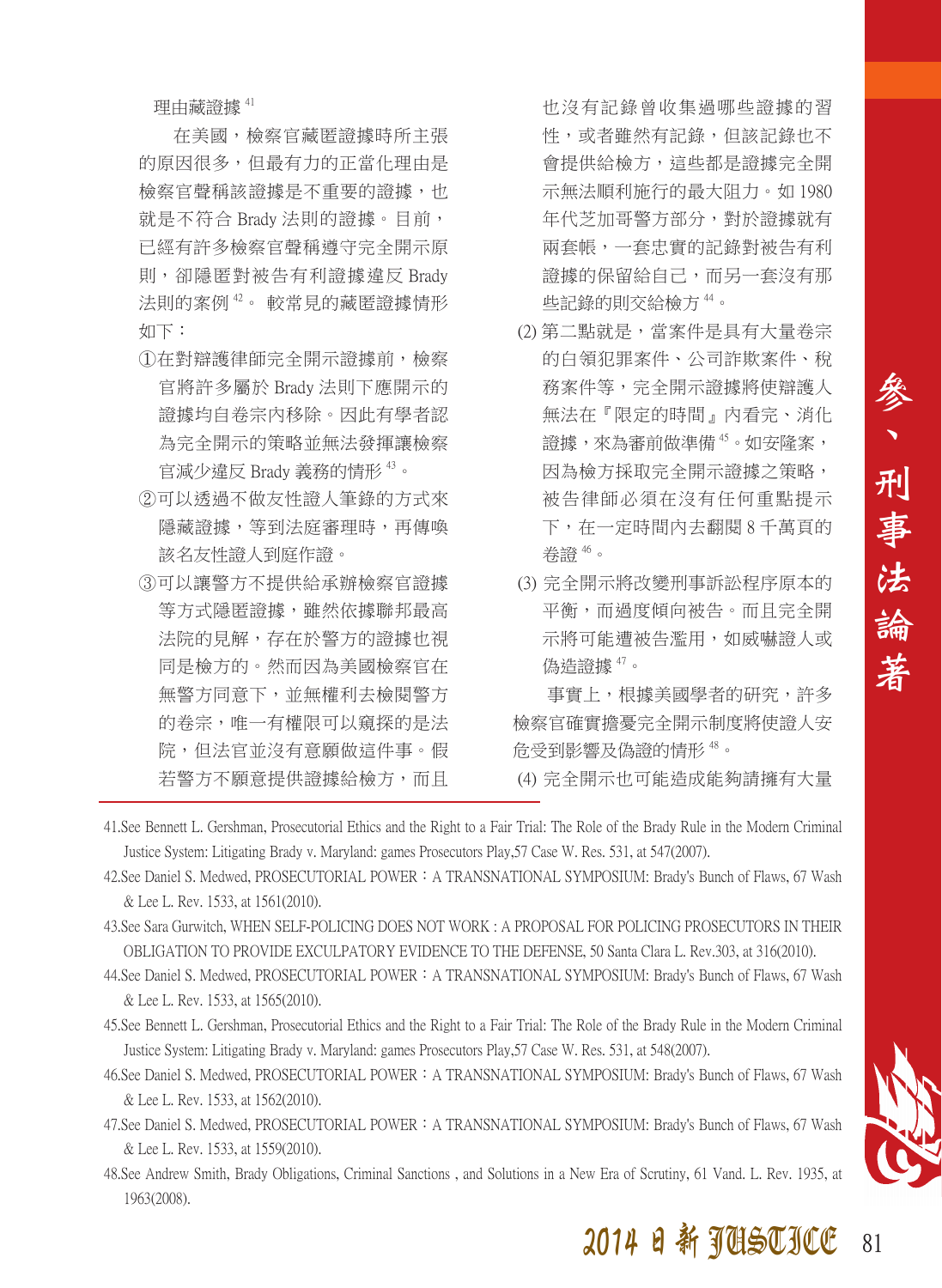理由藏證據[41]

在美國，檢察官藏匿證據時所主張的原因很多，但最有力的正當化理由是檢察官聲稱該證據是不重要的證據，也就是不符合 Brady 法則的證據。目前，已經有許多檢察官聲稱遵守完全開示原則，卻隱匿對被告有利證據違反 Brady 法則的案例[42]。 較常見的藏匿證據情形如下：

①在對辯護律師完全開示證據前，檢察官將許多屬於 Brady 法則下應開示的證據均自卷宗內移除。因此有學者認為完全開示的策略並無法發揮讓檢察官減少違反 Brady 義務的情形[43]。

②可以透過不做友性證人筆錄的方式來隱藏證據，等到法庭審理時，再傳喚該名友性證人到庭作證。

③可以讓警方不提供給承辦檢察官證據等方式隱匿證據，雖然依據聯邦最高法院的見解，存在於警方的證據也視同是檢方的。然而因為美國檢察官在無警方同意下，並無權利去檢閱警方的卷宗，唯一有權限可以窺探的是法院，但法官並沒有意願做這件事。假若警方不願意提供證據給檢方，而且也沒有記錄曾收集過哪些證據的習性，或者雖然有記錄，但該記錄也不會提供給檢方，這些都是證據完全開示無法順利施行的最大阻力。如 1980 年代芝加哥警方部分，對於證據就有兩套帳，一套忠實的記錄對被告有利證據的保留給自己，而另一套沒有那些記錄的則交給檢方[44]。

(2) 第二點就是，當案件是具有大量卷宗的白領犯罪案件、公司詐欺案件、稅務案件等，完全開示證據將使辯護人無法在『限定的時間』內看完、消化證據，來為審前做準備[45]。如安隆案，因為檢方採取完全開示證據之策略，被告律師必須在沒有任何重點提示下，在一定時間內去翻閱 8 千萬頁的卷證[46]。

(3) 完全開示將改變刑事訴訟程序原本的平衡，而過度傾向被告。而且完全開示將可能遭被告濫用，如威嚇證人或偽造證據[47]。

事實上，根據美國學者的研究，許多檢察官確實擔憂完全開示制度將使證人安危受到影響及偽證的情形[48]。

(4) 完全開示也可能造成能夠請擁有大量

---

41.See Bennett L. Gershman, Prosecutorial Ethics and the Right to a Fair Trial: The Role of the Brady Rule in the Modern Criminal Justice System: Litigating Brady v. Maryland: games Prosecutors Play,57 Case W. Res. 531, at 547(2007).

42.See Daniel S. Medwed, PROSECUTORIAL POWER：A TRANSNATIONAL SYMPOSIUM: Brady's Bunch of Flaws, 67 Wash & Lee L. Rev. 1533, at 1561(2010).

43.See Sara Gurwitch, WHEN SELF-POLICING DOES NOT WORK : A PROPOSAL FOR POLICING PROSECUTORS IN THEIR OBLIGATION TO PROVIDE EXCULPATORY EVIDENCE TO THE DEFENSE, 50 Santa Clara L. Rev.303, at 316(2010).

44.See Daniel S. Medwed, PROSECUTORIAL POWER：A TRANSNATIONAL SYMPOSIUM: Brady's Bunch of Flaws, 67 Wash & Lee L. Rev. 1533, at 1565(2010).

45.See Bennett L. Gershman, Prosecutorial Ethics and the Right to a Fair Trial: The Role of the Brady Rule in the Modern Criminal Justice System: Litigating Brady v. Maryland: games Prosecutors Play,57 Case W. Res. 531, at 548(2007).

46.See Daniel S. Medwed, PROSECUTORIAL POWER：A TRANSNATIONAL SYMPOSIUM: Brady's Bunch of Flaws, 67 Wash & Lee L. Rev. 1533, at 1562(2010).

47.See Daniel S. Medwed, PROSECUTORIAL POWER：A TRANSNATIONAL SYMPOSIUM: Brady's Bunch of Flaws, 67 Wash & Lee L. Rev. 1533, at 1559(2010).

48.See Andrew Smith, Brady Obligations, Criminal Sanctions , and Solutions in a New Era of Scrutiny, 61 Vand. L. Rev. 1935, at 1963(2008).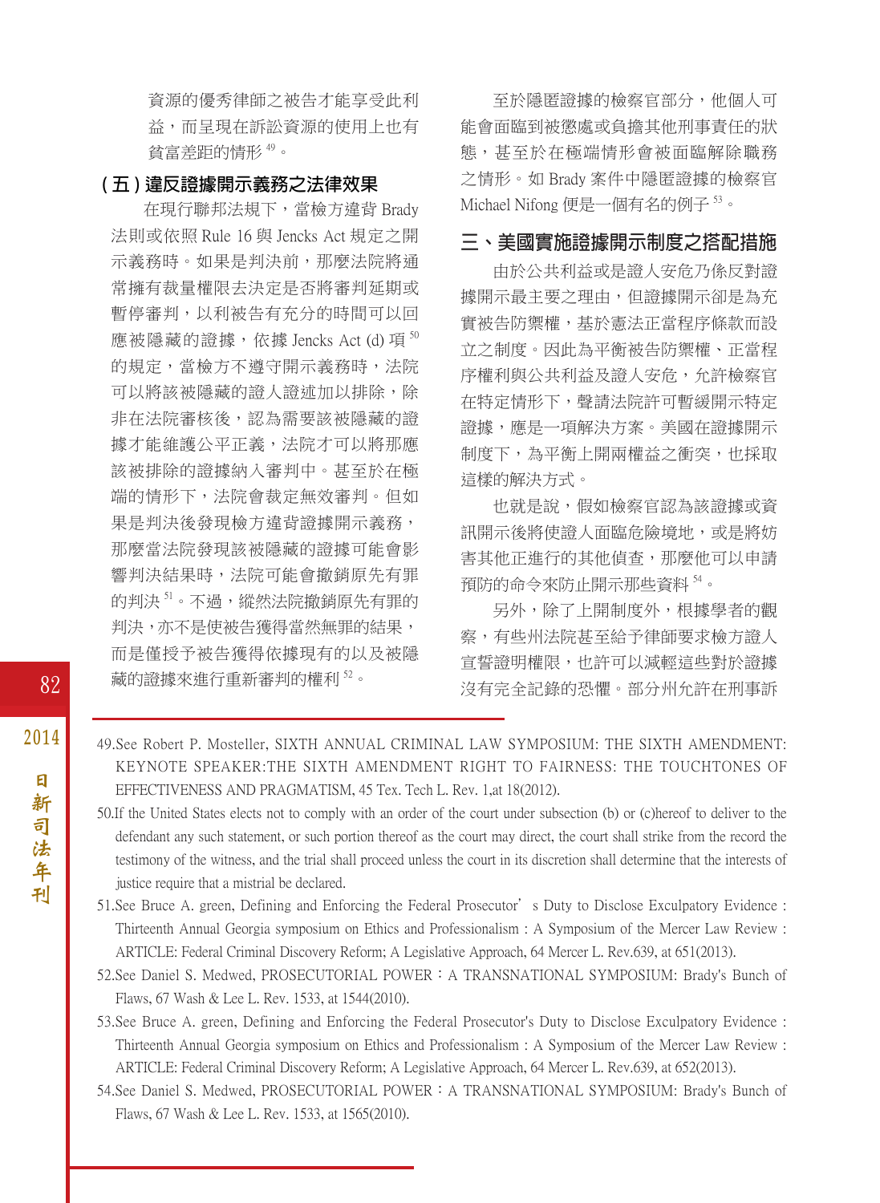資源的優秀律師之被告才能享受此利益，而呈現在訴訟資源的使用上也有貧富差距的情形[49]。

### （五）違反證據開示義務之法律效果

在現行聯邦法規下，當檢方違背 Brady 法則或依照 Rule 16 與 Jencks Act 規定之開示義務時。如果是判決前，那麼法院將通常擁有裁量權限去決定是否將審判延期或暫停審判，以利被告有充分的時間可以回應被隱藏的證據，依據 Jencks Act (d) 項[50]的規定，當檢方不遵守開示義務時，法院可以將該被隱藏的證人證述加以排除，除非在法院審核後，認為需要該被隱藏的證據才能維護公平正義，法院才可以將那應該被排除的證據納入審判中。甚至於在極端的情形下，法院會裁定無效審判。但如果是判決後發現檢方違背證據開示義務，那麼當法院發現該被隱藏的證據可能會影響判決結果時，法院可能會撤銷原先有罪的判決[51]。不過，縱然法院撤銷原先有罪的判決，亦不是使被告獲得當然無罪的結果，而是僅授予被告獲得依據現有的以及被隱藏的證據來進行重新審判的權利[52]。

至於隱匿證據的檢察官部分，他個人可能會面臨到被懲處或負擔其他刑事責任的狀態，甚至於在極端情形會被面臨解除職務之情形。如 Brady 案件中隱匿證據的檢察官 Michael Nifong 便是一個有名的例子[53]。

## 三、美國實施證據開示制度之搭配措施

由於公共利益或是證人安危乃係反對證據開示最主要之理由，但證據開示卻是為充實被告防禦權，基於憲法正當程序條款而設立之制度。因此為平衡被告防禦權、正當程序權利與公共利益及證人安危，允許檢察官在特定情形下，聲請法院許可暫緩開示特定證據，應是一項解決方案。美國在證據開示制度下，為平衡上開兩權益之衝突，也採取這樣的解決方式。

也就是說，假如檢察官認為該證據或資訊開示後將使證人面臨危險境地，或是將妨害其他正進行的其他偵查，那麼他可以申請預防的命令來防止開示那些資料[54]。

另外，除了上開制度外，根據學者的觀察，有些州法院甚至給予律師要求檢方證人宣誓證明權限，也許可以減輕這些對於證據沒有完全記錄的恐懼。部分州允許在刑事訴

---

49.See Robert P. Mosteller, SIXTH ANNUAL CRIMINAL LAW SYMPOSIUM: THE SIXTH AMENDMENT: KEYNOTE SPEAKER:THE SIXTH AMENDMENT RIGHT TO FAIRNESS: THE TOUCHTONES OF EFFECTIVENESS AND PRAGMATISM, 45 Tex. Tech L. Rev. 1,at 18(2012).

50.If the United States elects not to comply with an order of the court under subsection (b) or (c)hereof to deliver to the defendant any such statement, or such portion thereof as the court may direct, the court shall strike from the record the testimony of the witness, and the trial shall proceed unless the court in its discretion shall determine that the interests of justice require that a mistrial be declared.

51.See Bruce A. green, Defining and Enforcing the Federal Prosecutor' s Duty to Disclose Exculpatory Evidence : Thirteenth Annual Georgia symposium on Ethics and Professionalism : A Symposium of the Mercer Law Review : ARTICLE: Federal Criminal Discovery Reform; A Legislative Approach, 64 Mercer L. Rev.639, at 651(2013).

52.See Daniel S. Medwed, PROSECUTORIAL POWER：A TRANSNATIONAL SYMPOSIUM: Brady's Bunch of Flaws, 67 Wash & Lee L. Rev. 1533, at 1544(2010).

53.See Bruce A. green, Defining and Enforcing the Federal Prosecutor's Duty to Disclose Exculpatory Evidence : Thirteenth Annual Georgia symposium on Ethics and Professionalism : A Symposium of the Mercer Law Review : ARTICLE: Federal Criminal Discovery Reform; A Legislative Approach, 64 Mercer L. Rev.639, at 652(2013).

54.See Daniel S. Medwed, PROSECUTORIAL POWER：A TRANSNATIONAL SYMPOSIUM: Brady's Bunch of Flaws, 67 Wash & Lee L. Rev. 1533, at 1565(2010).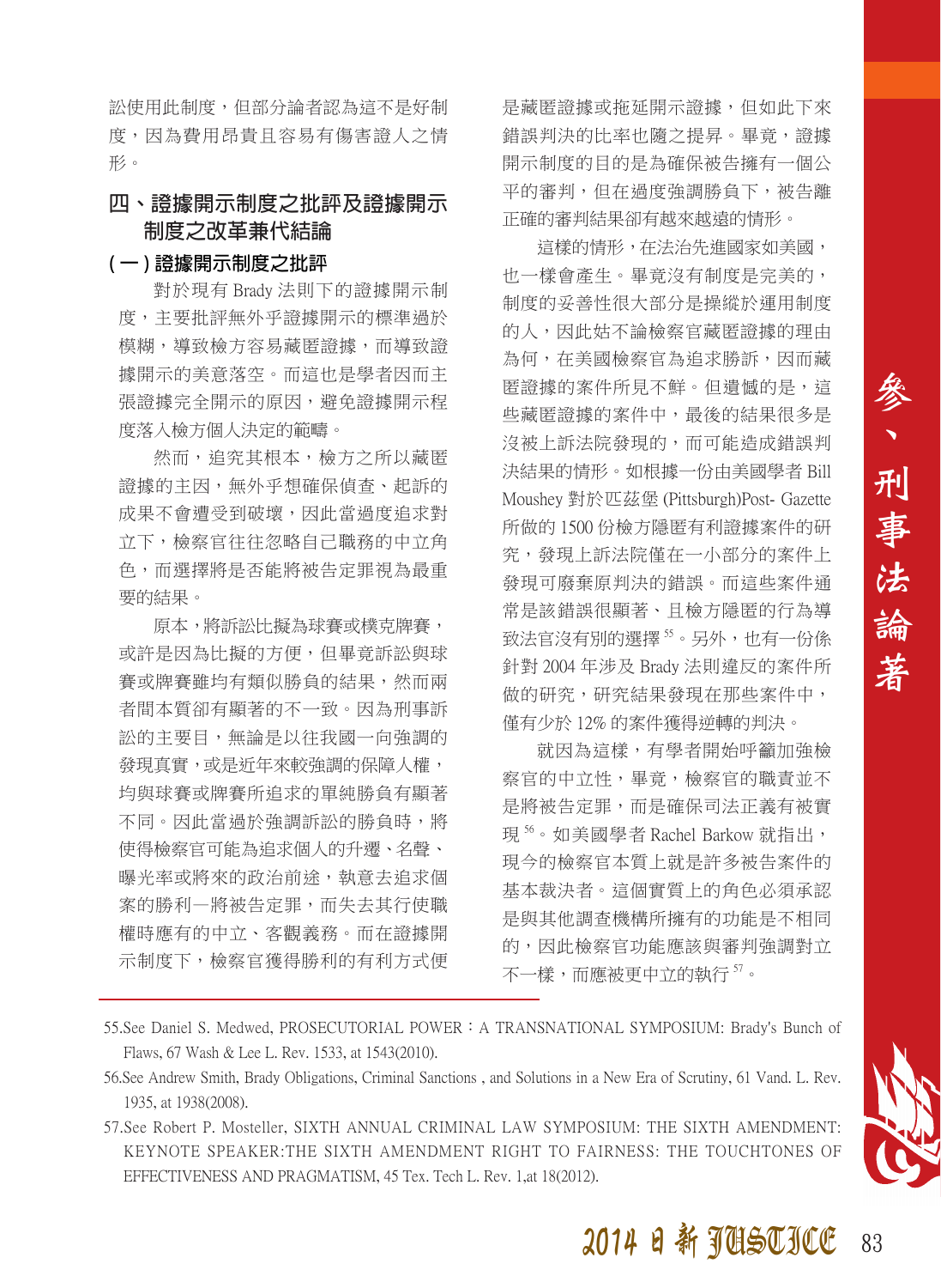訟使用此制度，但部分論者認為這不是好制度，因為費用昂貴且容易有傷害證人之情形。

## 四、證據開示制度之批評及證據開示制度之改革兼代結論

### (一) 證據開示制度之批評

對於現有 Brady 法則下的證據開示制度，主要批評無外乎證據開示的標準過於模糊，導致檢方容易藏匿證據，而導致證據開示的美意落空。而這也是學者因而主張證據完全開示的原因，避免證據開示程度落入檢方個人決定的範疇。

然而，追究其根本，檢方之所以藏匿證據的主因，無外乎想確保偵查、起訴的成果不會遭受到破壞，因此當過度追求對立下，檢察官往往忽略自己職務的中立角色，而選擇將是否能將被告定罪視為最重要的結果。

原本，將訴訟比擬為球賽或樸克牌賽，或許是因為比擬的方便，但畢竟訴訟與球賽或牌賽雖均有類似勝負的結果，然而兩者間本質卻有顯著的不一致。因為刑事訴訟的主要目，無論是以往我國一向強調的發現真實，或是近年來較強調的保障人權，均與球賽或牌賽所追求的單純勝負有顯著不同。因此當過於強調訴訟的勝負時，將使得檢察官可能為追求個人的升遷、名聲、曝光率或將來的政治前途，執意去追求個案的勝利—將被告定罪，而失去其行使職權時應有的中立、客觀義務。而在證據開示制度下，檢察官獲得勝利的有利方式便是藏匿證據或拖延開示證據，但如此下來錯誤判決的比率也隨之提昇。畢竟，證據開示制度的目的是為確保被告擁有一個公平的審判，但在過度強調勝負下，被告離正確的審判結果卻有越來越遠的情形。

這樣的情形，在法治先進國家如美國，也一樣會產生。畢竟沒有制度是完美的，制度的妥善性很大部分是操縱於運用制度的人，因此姑不論檢察官藏匿證據的理由為何，在美國檢察官為追求勝訴，因而藏匿證據的案件所見不鮮。但遺憾的是，這些藏匿證據的案件中，最後的結果很多是沒被上訴法院發現的，而可能造成錯誤判決結果的情形。如根據一份由美國學者 Bill Moushey 對於匹茲堡 (Pittsburgh)Post- Gazette 所做的 1500 份檢方隱匿有利證據案件的研究，發現上訴法院僅在一小部分的案件上發現可廢棄原判決的錯誤。而這些案件通常是該錯誤很顯著、且檢方隱匿的行為導致法官沒有別的選擇[55]。另外，也有一份係針對 2004 年涉及 Brady 法則違反的案件所做的研究，研究結果發現在那些案件中，僅有少於 12% 的案件獲得逆轉的判決。

就因為這樣，有學者開始呼籲加強檢察官的中立性，畢竟，檢察官的職責並不是將被告定罪，而是確保司法正義有被實現[56]。如美國學者 Rachel Barkow 就指出，現今的檢察官本質上就是許多被告案件的基本裁決者。這個實質上的角色必須承認是與其他調查機構所擁有的功能是不相同的，因此檢察官功能應該與審判強調對立不一樣，而應被更中立的執行[57]。

---

55.See Daniel S. Medwed, PROSECUTORIAL POWER：A TRANSNATIONAL SYMPOSIUM: Brady's Bunch of Flaws, 67 Wash & Lee L. Rev. 1533, at 1543(2010).

56.See Andrew Smith, Brady Obligations, Criminal Sanctions , and Solutions in a New Era of Scrutiny, 61 Vand. L. Rev. 1935, at 1938(2008).

57.See Robert P. Mosteller, SIXTH ANNUAL CRIMINAL LAW SYMPOSIUM: THE SIXTH AMENDMENT: KEYNOTE SPEAKER:THE SIXTH AMENDMENT RIGHT TO FAIRNESS: THE TOUCHTONES OF EFFECTIVENESS AND PRAGMATISM, 45 Tex. Tech L. Rev. 1,at 18(2012).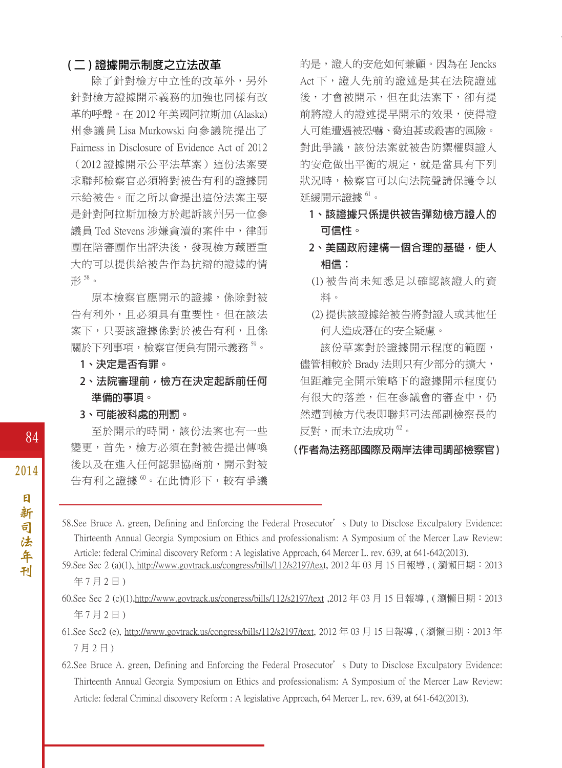### （二）證據開示制度之立法改革

除了針對檢方中立性的改革外，另外針對檢方證據開示義務的加強也同樣有改革的呼聲。在 2012 年美國阿拉斯加 (Alaska) 州參議員 Lisa Murkowski 向參議院提出了 Fairness in Disclosure of Evidence Act of 2012（2012 證據開示公平法草案）這份法案要求聯邦檢察官必須將對被告有利的證據開示給被告。而之所以會提出這份法案主要是針對阿拉斯加檢方於起訴該州另一位參議員 Ted Stevens 涉嫌貪瀆的案件中，律師團在陪審團作出評決後，發現檢方藏匿重大的可以提供給被告作為抗辯的證據的情形[58]。

原本檢察官應開示的證據，係除對被告有利外，且必須具有重要性。但在該法案下，只要該證據係對於被告有利，且係關於下列事項，檢察官便負有開示義務[59]。

**1、決定是否有罪。**

**2、法院審理前，檢方在決定起訴前任何準備的事項。**

**3、可能被科處的刑罰。**

至於開示的時間，該份法案也有一些變更，首先，檢方必須在對被告提出傳喚後以及在進入任何認罪協商前，開示對被告有利之證據[60]。在此情形下，較有爭議的是，證人的安危如何兼顧。因為在 Jencks Act 下，證人先前的證述是其在法院證述後，才會被開示，但在此法案下，卻有提前將證人的證述提早開示的效果，使得證人可能遭遇被恐嚇、脅迫甚或殺害的風險。對此爭議，該份法案就被告防禦權與證人的安危做出平衡的規定，就是當具有下列狀況時，檢察官可以向法院聲請保護令以延緩開示證據[61]。

**1、該證據只係提供被告彈劾檢方證人的可信性。**

**2、美國政府建構一個合理的基礎，使人相信：**

(1) 被告尚未知悉足以確認該證人的資料。

(2) 提供該證據給被告將對證人或其他任何人造成潛在的安全疑慮。

該份草案對於證據開示程度的範圍，儘管相較於 Brady 法則只有少部分的擴大，但距離完全開示策略下的證據開示程度仍有很大的落差，但在參議會的審查中，仍然遭到檢方代表即聯邦司法部副檢察長的反對，而未立法成功[62]。

**（作者為法務部國際及兩岸法律司調部檢察官）**

---

58.See Bruce A. green, Defining and Enforcing the Federal Prosecutor's Duty to Disclose Exculpatory Evidence: Thirteenth Annual Georgia Symposium on Ethics and professionalism: A Symposium of the Mercer Law Review: Article: federal Criminal discovery Reform : A legislative Approach, 64 Mercer L. rev. 639, at 641-642(2013).

59.See Sec 2 (a)(1), http://www.govtrack.us/congress/bills/112/s2197/text, 2012 年 03 月 15 日報導 , ( 瀏懶日期：2013 年 7 月 2 日 )

60.See Sec 2 (c)(1),http://www.govtrack.us/congress/bills/112/s2197/text ,2012 年 03 月 15 日報導 , ( 瀏懶日期：2013 年 7 月 2 日 )

61.See Sec2 (e), http://www.govtrack.us/congress/bills/112/s2197/text, 2012 年 03 月 15 日報導 , ( 瀏懶日期：2013 年 7 月 2 日 )

62.See Bruce A. green, Defining and Enforcing the Federal Prosecutor's Duty to Disclose Exculpatory Evidence: Thirteenth Annual Georgia Symposium on Ethics and professionalism: A Symposium of the Mercer Law Review: Article: federal Criminal discovery Reform : A legislative Approach, 64 Mercer L. rev. 639, at 641-642(2013).